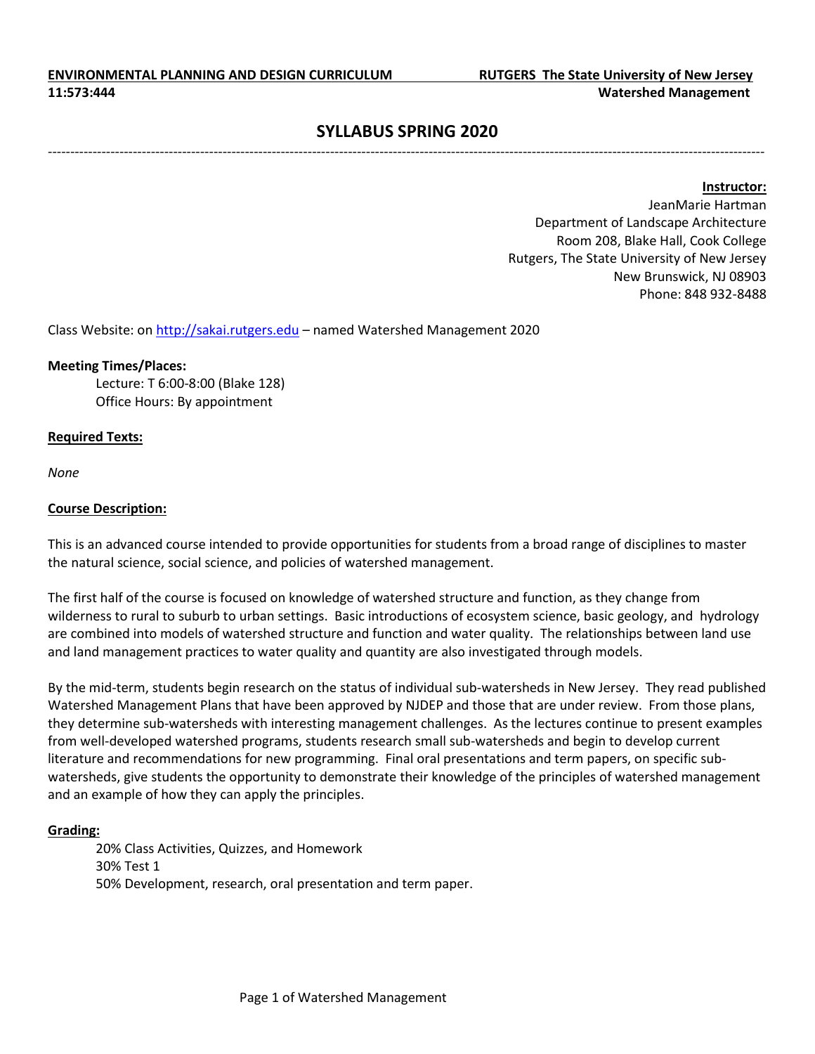**ENVIRONMENTAL PLANNING AND DESIGN CURRICULUM** — **RUTGERS The State University of New Jersey**

**11:573:444** — **Watershed Management**

# SYLLABUS SPRING 2020

---

**Instructor:**

JeanMarie Hartman
Department of Landscape Architecture
Room 208, Blake Hall, Cook College
Rutgers, The State University of New Jersey
New Brunswick, NJ 08903
Phone: 848 932-8488

Class Website: on http://sakai.rutgers.edu – named Watershed Management 2020

**Meeting Times/Places:**

Lecture: T 6:00-8:00 (Blake 128)
Office Hours: By appointment

**Required Texts:**

*None*

**Course Description:**

This is an advanced course intended to provide opportunities for students from a broad range of disciplines to master the natural science, social science, and policies of watershed management.

The first half of the course is focused on knowledge of watershed structure and function, as they change from wilderness to rural to suburb to urban settings. Basic introductions of ecosystem science, basic geology, and hydrology are combined into models of watershed structure and function and water quality. The relationships between land use and land management practices to water quality and quantity are also investigated through models.

By the mid-term, students begin research on the status of individual sub-watersheds in New Jersey. They read published Watershed Management Plans that have been approved by NJDEP and those that are under review. From those plans, they determine sub-watersheds with interesting management challenges. As the lectures continue to present examples from well-developed watershed programs, students research small sub-watersheds and begin to develop current literature and recommendations for new programming. Final oral presentations and term papers, on specific sub-watersheds, give students the opportunity to demonstrate their knowledge of the principles of watershed management and an example of how they can apply the principles.

**Grading:**

20% Class Activities, Quizzes, and Homework
30% Test 1
50% Development, research, oral presentation and term paper.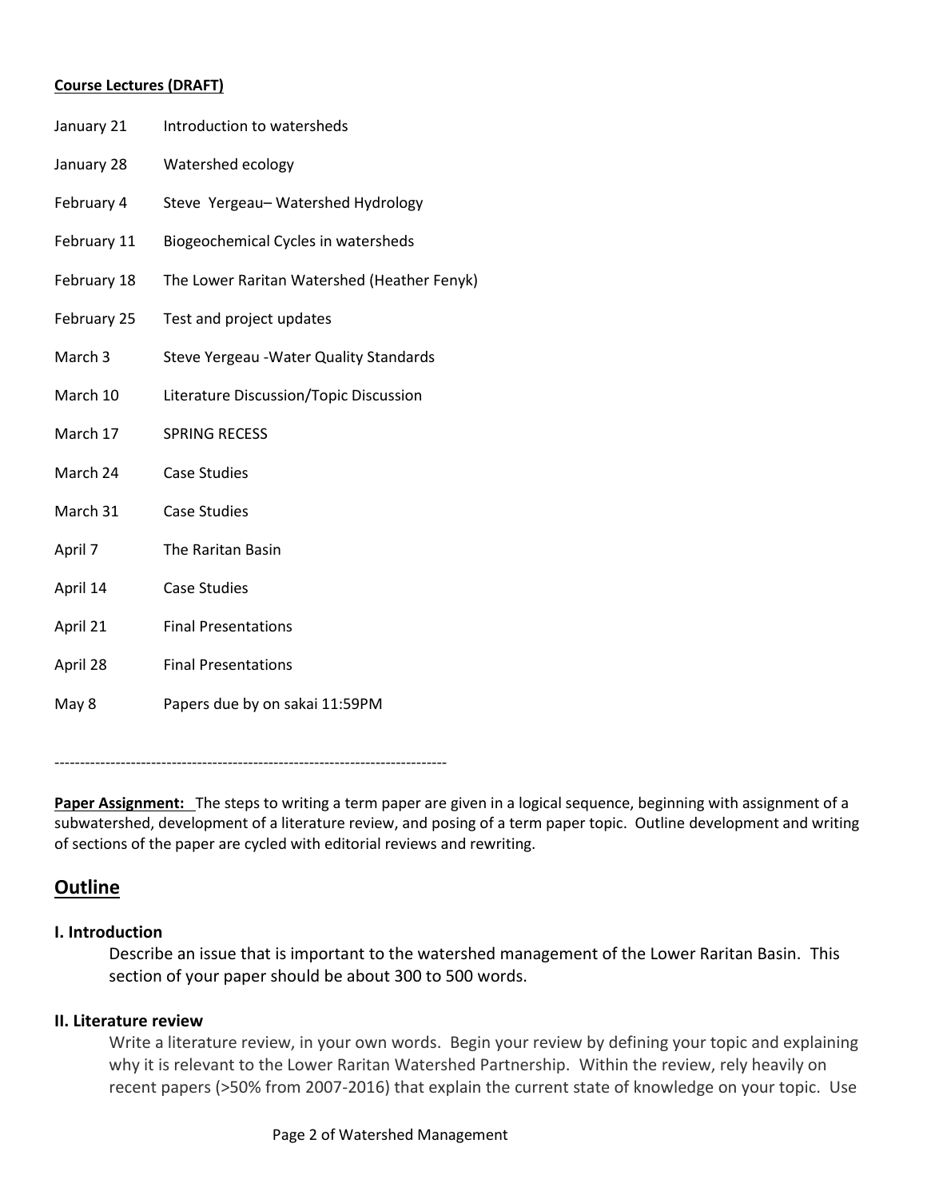**Course Lectures (DRAFT)**

| | |
|---|---|
| January 21 | Introduction to watersheds |
| January 28 | Watershed ecology |
| February 4 | Steve Yergeau– Watershed Hydrology |
| February 11 | Biogeochemical Cycles in watersheds |
| February 18 | The Lower Raritan Watershed (Heather Fenyk) |
| February 25 | Test and project updates |
| March 3 | Steve Yergeau -Water Quality Standards |
| March 10 | Literature Discussion/Topic Discussion |
| March 17 | SPRING RECESS |
| March 24 | Case Studies |
| March 31 | Case Studies |
| April 7 | The Raritan Basin |
| April 14 | Case Studies |
| April 21 | Final Presentations |
| April 28 | Final Presentations |
| May 8 | Papers due by on sakai 11:59PM |

-----------------------------------------------------------------------------

**Paper Assignment:** The steps to writing a term paper are given in a logical sequence, beginning with assignment of a subwatershed, development of a literature review, and posing of a term paper topic. Outline development and writing of sections of the paper are cycled with editorial reviews and rewriting.

## Outline

### I. Introduction

Describe an issue that is important to the watershed management of the Lower Raritan Basin. This section of your paper should be about 300 to 500 words.

### II. Literature review

Write a literature review, in your own words. Begin your review by defining your topic and explaining why it is relevant to the Lower Raritan Watershed Partnership. Within the review, rely heavily on recent papers (>50% from 2007-2016) that explain the current state of knowledge on your topic. Use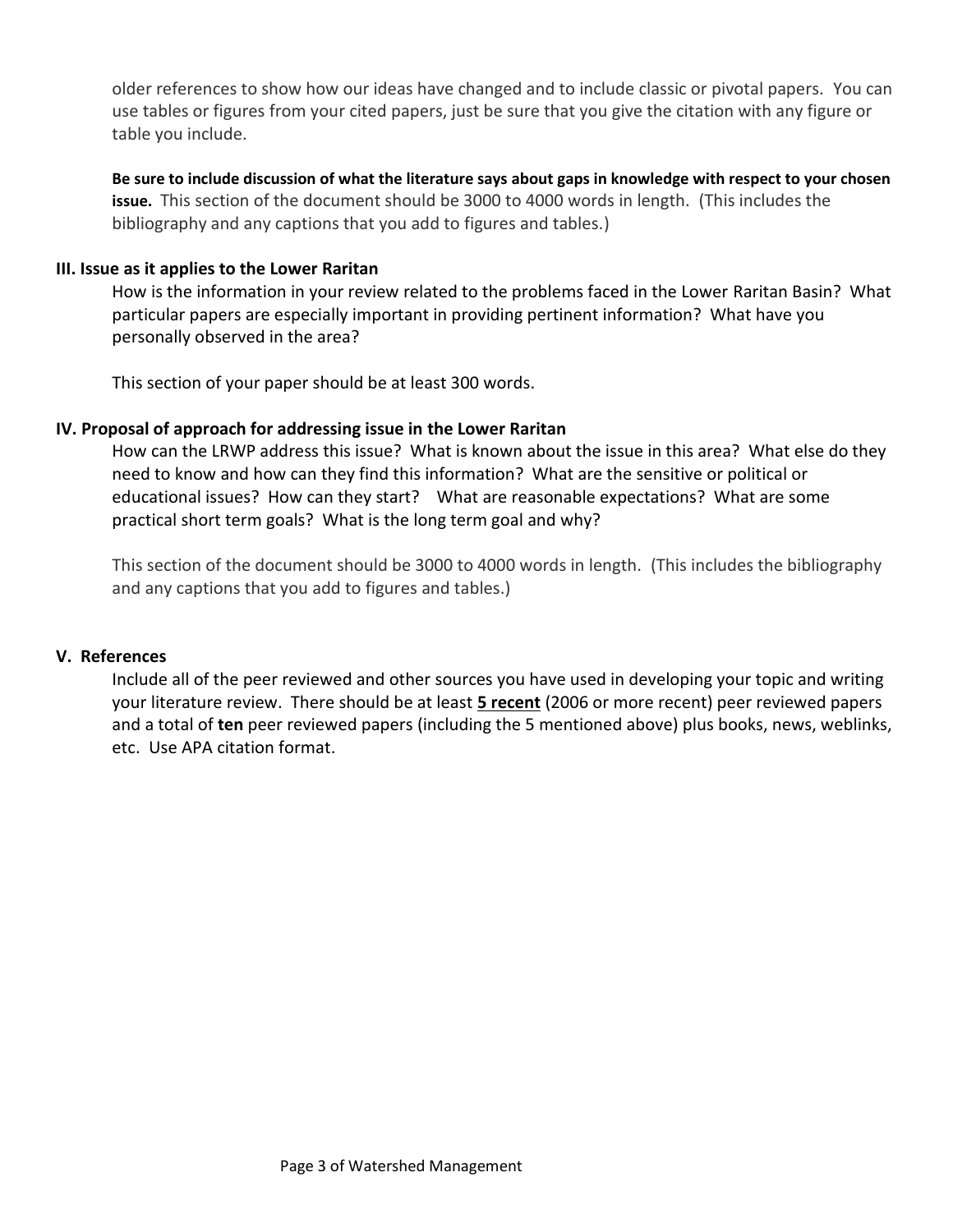older references to show how our ideas have changed and to include classic or pivotal papers. You can use tables or figures from your cited papers, just be sure that you give the citation with any figure or table you include.

**Be sure to include discussion of what the literature says about gaps in knowledge with respect to your chosen issue.** This section of the document should be 3000 to 4000 words in length. (This includes the bibliography and any captions that you add to figures and tables.)

### III. Issue as it applies to the Lower Raritan

How is the information in your review related to the problems faced in the Lower Raritan Basin? What particular papers are especially important in providing pertinent information? What have you personally observed in the area?

This section of your paper should be at least 300 words.

### IV. Proposal of approach for addressing issue in the Lower Raritan

How can the LRWP address this issue? What is known about the issue in this area? What else do they need to know and how can they find this information? What are the sensitive or political or educational issues? How can they start? What are reasonable expectations? What are some practical short term goals? What is the long term goal and why?

This section of the document should be 3000 to 4000 words in length. (This includes the bibliography and any captions that you add to figures and tables.)

### V. References

Include all of the peer reviewed and other sources you have used in developing your topic and writing your literature review. There should be at least **5 recent** (2006 or more recent) peer reviewed papers and a total of **ten** peer reviewed papers (including the 5 mentioned above) plus books, news, weblinks, etc. Use APA citation format.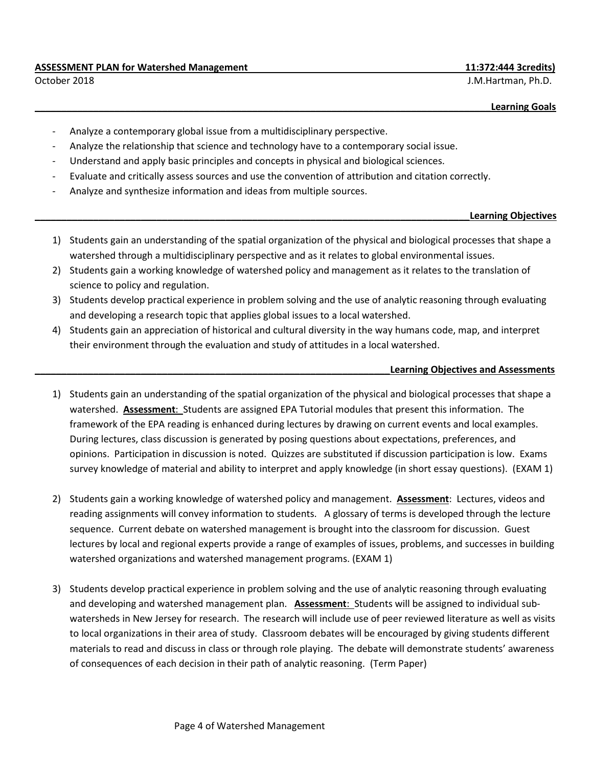**ASSESSMENT PLAN for Watershed Management** **11:372:444 3credits)**

October 2018 J.M.Hartman, Ph.D.

## Learning Goals

- Analyze a contemporary global issue from a multidisciplinary perspective.
- Analyze the relationship that science and technology have to a contemporary social issue.
- Understand and apply basic principles and concepts in physical and biological sciences.
- Evaluate and critically assess sources and use the convention of attribution and citation correctly.
- Analyze and synthesize information and ideas from multiple sources.

## Learning Objectives

1) Students gain an understanding of the spatial organization of the physical and biological processes that shape a watershed through a multidisciplinary perspective and as it relates to global environmental issues.
2) Students gain a working knowledge of watershed policy and management as it relates to the translation of science to policy and regulation.
3) Students develop practical experience in problem solving and the use of analytic reasoning through evaluating and developing a research topic that applies global issues to a local watershed.
4) Students gain an appreciation of historical and cultural diversity in the way humans code, map, and interpret their environment through the evaluation and study of attitudes in a local watershed.

## Learning Objectives and Assessments

1) Students gain an understanding of the spatial organization of the physical and biological processes that shape a watershed. **Assessment**: Students are assigned EPA Tutorial modules that present this information. The framework of the EPA reading is enhanced during lectures by drawing on current events and local examples. During lectures, class discussion is generated by posing questions about expectations, preferences, and opinions. Participation in discussion is noted. Quizzes are substituted if discussion participation is low. Exams survey knowledge of material and ability to interpret and apply knowledge (in short essay questions). (EXAM 1)

2) Students gain a working knowledge of watershed policy and management. **Assessment**: Lectures, videos and reading assignments will convey information to students. A glossary of terms is developed through the lecture sequence. Current debate on watershed management is brought into the classroom for discussion. Guest lectures by local and regional experts provide a range of examples of issues, problems, and successes in building watershed organizations and watershed management programs. (EXAM 1)

3) Students develop practical experience in problem solving and the use of analytic reasoning through evaluating and developing and watershed management plan. **Assessment**: Students will be assigned to individual sub-watersheds in New Jersey for research. The research will include use of peer reviewed literature as well as visits to local organizations in their area of study. Classroom debates will be encouraged by giving students different materials to read and discuss in class or through role playing. The debate will demonstrate students' awareness of consequences of each decision in their path of analytic reasoning. (Term Paper)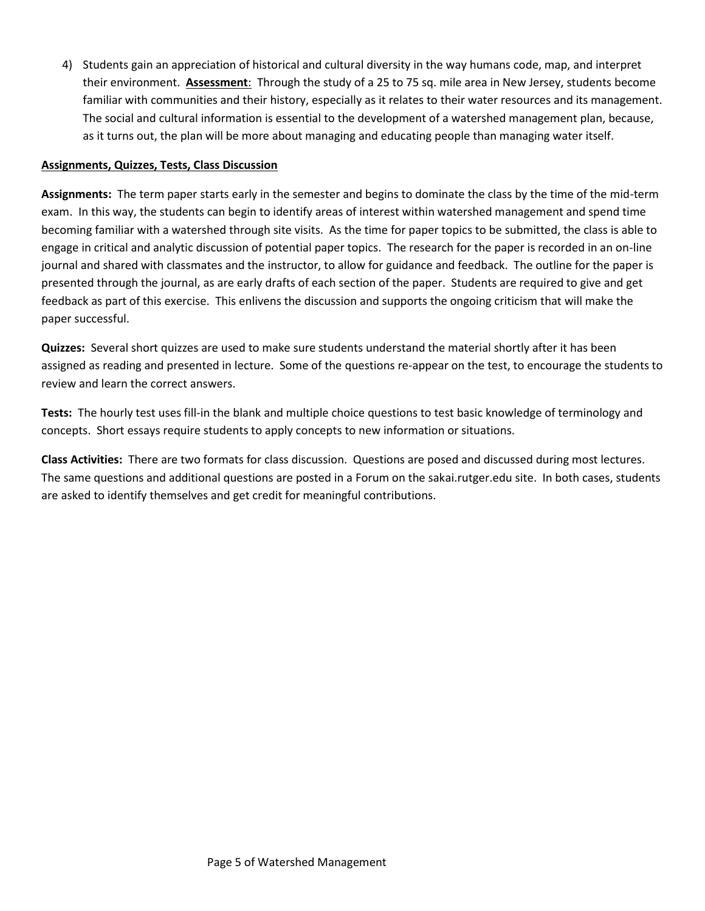4) Students gain an appreciation of historical and cultural diversity in the way humans code, map, and interpret their environment. <u>**Assessment**</u>: Through the study of a 25 to 75 sq. mile area in New Jersey, students become familiar with communities and their history, especially as it relates to their water resources and its management. The social and cultural information is essential to the development of a watershed management plan, because, as it turns out, the plan will be more about managing and educating people than managing water itself.

<u>**Assignments, Quizzes, Tests, Class Discussion**</u>

**Assignments:** The term paper starts early in the semester and begins to dominate the class by the time of the mid-term exam. In this way, the students can begin to identify areas of interest within watershed management and spend time becoming familiar with a watershed through site visits. As the time for paper topics to be submitted, the class is able to engage in critical and analytic discussion of potential paper topics. The research for the paper is recorded in an on-line journal and shared with classmates and the instructor, to allow for guidance and feedback. The outline for the paper is presented through the journal, as are early drafts of each section of the paper. Students are required to give and get feedback as part of this exercise. This enlivens the discussion and supports the ongoing criticism that will make the paper successful.

**Quizzes:** Several short quizzes are used to make sure students understand the material shortly after it has been assigned as reading and presented in lecture. Some of the questions re-appear on the test, to encourage the students to review and learn the correct answers.

**Tests:** The hourly test uses fill-in the blank and multiple choice questions to test basic knowledge of terminology and concepts. Short essays require students to apply concepts to new information or situations.

**Class Activities:** There are two formats for class discussion. Questions are posed and discussed during most lectures. The same questions and additional questions are posted in a Forum on the sakai.rutger.edu site. In both cases, students are asked to identify themselves and get credit for meaningful contributions.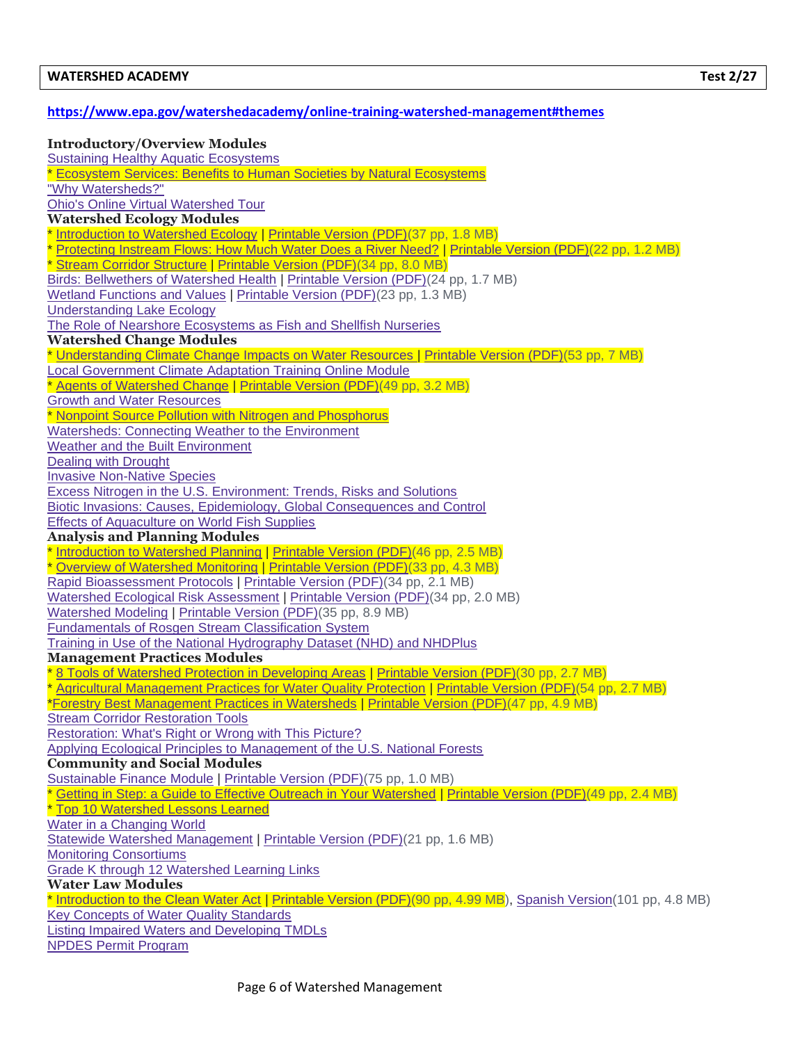**https://www.epa.gov/watershedacademy/online-training-watershed-management#themes**

**Introductory/Overview Modules**

Sustaining Healthy Aquatic Ecosystems
* Ecosystem Services: Benefits to Human Societies by Natural Ecosystems
"Why Watersheds?"
Ohio's Online Virtual Watershed Tour

**Watershed Ecology Modules**

* Introduction to Watershed Ecology | Printable Version (PDF)(37 pp, 1.8 MB)
* Protecting Instream Flows: How Much Water Does a River Need? | Printable Version (PDF)(22 pp, 1.2 MB)
* Stream Corridor Structure | Printable Version (PDF)(34 pp, 8.0 MB)
Birds: Bellwethers of Watershed Health | Printable Version (PDF)(24 pp, 1.7 MB)
Wetland Functions and Values | Printable Version (PDF)(23 pp, 1.3 MB)
Understanding Lake Ecology
The Role of Nearshore Ecosystems as Fish and Shellfish Nurseries

**Watershed Change Modules**

* Understanding Climate Change Impacts on Water Resources | Printable Version (PDF)(53 pp, 7 MB)
Local Government Climate Adaptation Training Online Module
* Agents of Watershed Change | Printable Version (PDF)(49 pp, 3.2 MB)
Growth and Water Resources
* Nonpoint Source Pollution with Nitrogen and Phosphorus
Watersheds: Connecting Weather to the Environment
Weather and the Built Environment
Dealing with Drought
Invasive Non-Native Species
Excess Nitrogen in the U.S. Environment: Trends, Risks and Solutions
Biotic Invasions: Causes, Epidemiology, Global Consequences and Control
Effects of Aquaculture on World Fish Supplies

**Analysis and Planning Modules**

* Introduction to Watershed Planning | Printable Version (PDF)(46 pp, 2.5 MB)
* Overview of Watershed Monitoring | Printable Version (PDF)(33 pp, 4.3 MB)
Rapid Bioassessment Protocols | Printable Version (PDF)(34 pp, 2.1 MB)
Watershed Ecological Risk Assessment | Printable Version (PDF)(34 pp, 2.0 MB)
Watershed Modeling | Printable Version (PDF)(35 pp, 8.9 MB)
Fundamentals of Rosgen Stream Classification System
Training in Use of the National Hydrography Dataset (NHD) and NHDPlus

**Management Practices Modules**

* 8 Tools of Watershed Protection in Developing Areas | Printable Version (PDF)(30 pp, 2.7 MB)
* Agricultural Management Practices for Water Quality Protection | Printable Version (PDF)(54 pp, 2.7 MB)
*Forestry Best Management Practices in Watersheds | Printable Version (PDF)(47 pp, 4.9 MB)
Stream Corridor Restoration Tools
Restoration: What's Right or Wrong with This Picture?
Applying Ecological Principles to Management of the U.S. National Forests

**Community and Social Modules**

Sustainable Finance Module | Printable Version (PDF)(75 pp, 1.0 MB)
* Getting in Step: a Guide to Effective Outreach in Your Watershed | Printable Version (PDF)(49 pp, 2.4 MB)
* Top 10 Watershed Lessons Learned
Water in a Changing World
Statewide Watershed Management | Printable Version (PDF)(21 pp, 1.6 MB)
Monitoring Consortiums
Grade K through 12 Watershed Learning Links

**Water Law Modules**

* Introduction to the Clean Water Act | Printable Version (PDF)(90 pp, 4.99 MB), Spanish Version(101 pp, 4.8 MB)
Key Concepts of Water Quality Standards
Listing Impaired Waters and Developing TMDLs
NPDES Permit Program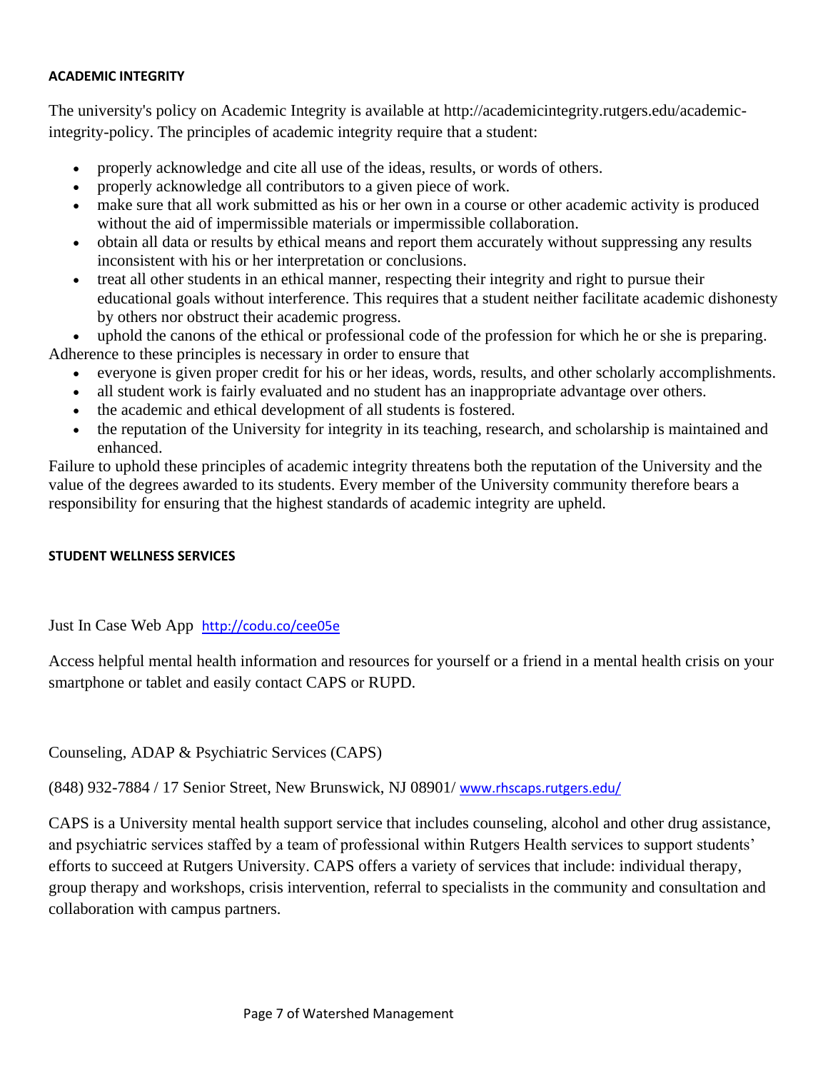## ACADEMIC INTEGRITY

The university's policy on Academic Integrity is available at http://academicintegrity.rutgers.edu/academic-integrity-policy. The principles of academic integrity require that a student:

- properly acknowledge and cite all use of the ideas, results, or words of others.
- properly acknowledge all contributors to a given piece of work.
- make sure that all work submitted as his or her own in a course or other academic activity is produced without the aid of impermissible materials or impermissible collaboration.
- obtain all data or results by ethical means and report them accurately without suppressing any results inconsistent with his or her interpretation or conclusions.
- treat all other students in an ethical manner, respecting their integrity and right to pursue their educational goals without interference. This requires that a student neither facilitate academic dishonesty by others nor obstruct their academic progress.
- uphold the canons of the ethical or professional code of the profession for which he or she is preparing.

Adherence to these principles is necessary in order to ensure that

- everyone is given proper credit for his or her ideas, words, results, and other scholarly accomplishments.
- all student work is fairly evaluated and no student has an inappropriate advantage over others.
- the academic and ethical development of all students is fostered.
- the reputation of the University for integrity in its teaching, research, and scholarship is maintained and enhanced.

Failure to uphold these principles of academic integrity threatens both the reputation of the University and the value of the degrees awarded to its students. Every member of the University community therefore bears a responsibility for ensuring that the highest standards of academic integrity are upheld.

## STUDENT WELLNESS SERVICES

Just In Case Web App http://codu.co/cee05e

Access helpful mental health information and resources for yourself or a friend in a mental health crisis on your smartphone or tablet and easily contact CAPS or RUPD.

Counseling, ADAP & Psychiatric Services (CAPS)

(848) 932-7884 / 17 Senior Street, New Brunswick, NJ 08901/ www.rhscaps.rutgers.edu/

CAPS is a University mental health support service that includes counseling, alcohol and other drug assistance, and psychiatric services staffed by a team of professional within Rutgers Health services to support students' efforts to succeed at Rutgers University. CAPS offers a variety of services that include: individual therapy, group therapy and workshops, crisis intervention, referral to specialists in the community and consultation and collaboration with campus partners.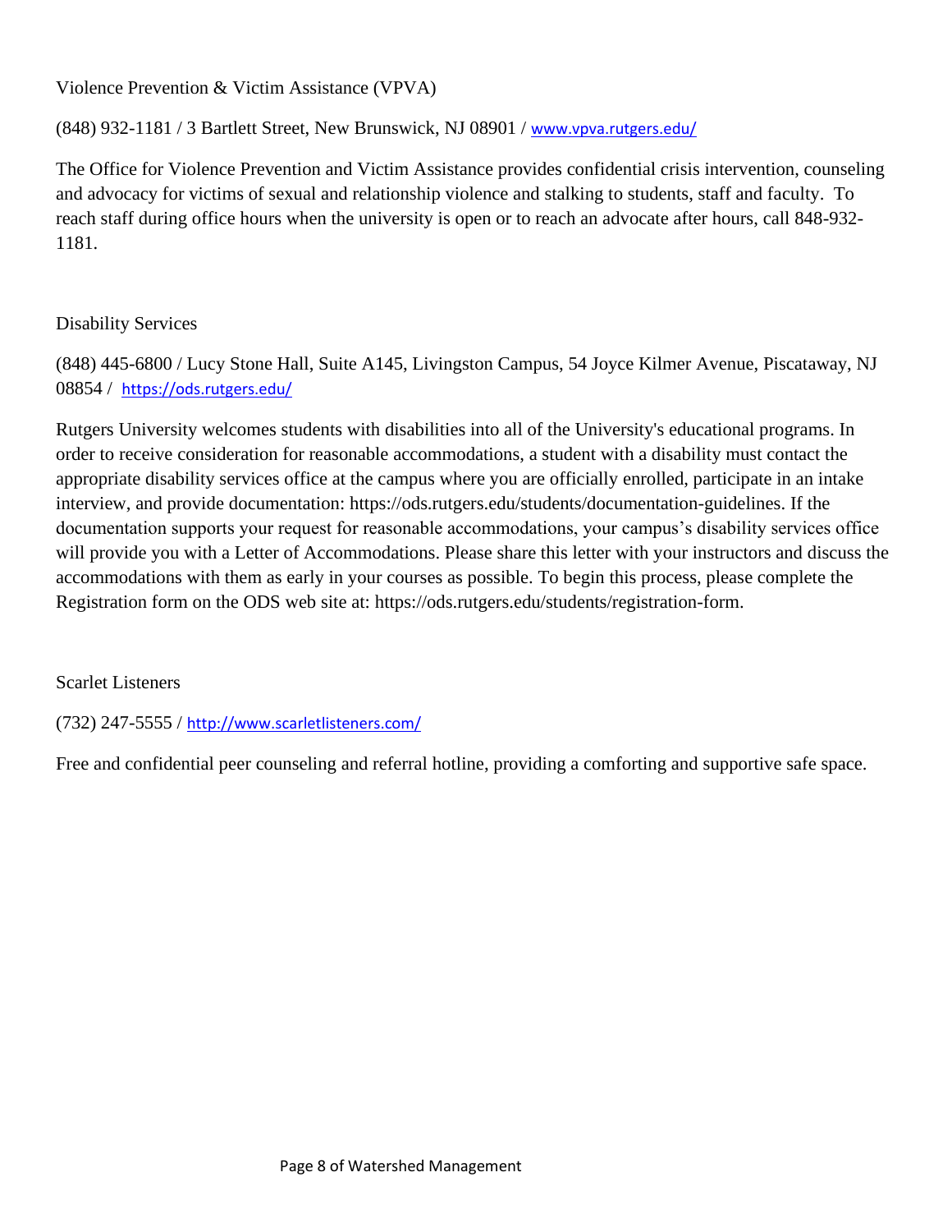Violence Prevention & Victim Assistance (VPVA)

(848) 932-1181 / 3 Bartlett Street, New Brunswick, NJ 08901 / www.vpva.rutgers.edu/

The Office for Violence Prevention and Victim Assistance provides confidential crisis intervention, counseling and advocacy for victims of sexual and relationship violence and stalking to students, staff and faculty. To reach staff during office hours when the university is open or to reach an advocate after hours, call 848-932-1181.

Disability Services

(848) 445-6800 / Lucy Stone Hall, Suite A145, Livingston Campus, 54 Joyce Kilmer Avenue, Piscataway, NJ 08854 / https://ods.rutgers.edu/

Rutgers University welcomes students with disabilities into all of the University's educational programs. In order to receive consideration for reasonable accommodations, a student with a disability must contact the appropriate disability services office at the campus where you are officially enrolled, participate in an intake interview, and provide documentation: https://ods.rutgers.edu/students/documentation-guidelines. If the documentation supports your request for reasonable accommodations, your campus's disability services office will provide you with a Letter of Accommodations. Please share this letter with your instructors and discuss the accommodations with them as early in your courses as possible. To begin this process, please complete the Registration form on the ODS web site at: https://ods.rutgers.edu/students/registration-form.

Scarlet Listeners

(732) 247-5555 / http://www.scarletlisteners.com/

Free and confidential peer counseling and referral hotline, providing a comforting and supportive safe space.